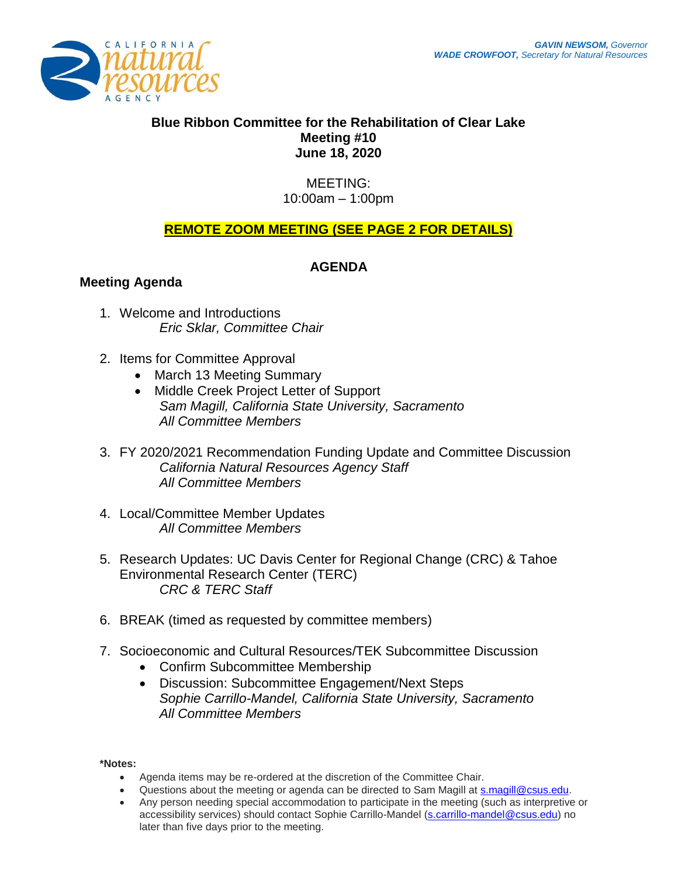CALIFORNIA natural resources AGENCY

***GAVIN NEWSOM,*** *Governor*
***WADE CROWFOOT,*** *Secretary for Natural Resources*

**Blue Ribbon Committee for the Rehabilitation of Clear Lake**
**Meeting #10**
**June 18, 2020**

MEETING:
10:00am – 1:00pm

**REMOTE ZOOM MEETING (SEE PAGE 2 FOR DETAILS)**

## AGENDA

### Meeting Agenda

1. Welcome and Introductions
   *Eric Sklar, Committee Chair*

2. Items for Committee Approval
   - March 13 Meeting Summary
   - Middle Creek Project Letter of Support

   *Sam Magill, California State University, Sacramento*
   *All Committee Members*

3. FY 2020/2021 Recommendation Funding Update and Committee Discussion
   *California Natural Resources Agency Staff*
   *All Committee Members*

4. Local/Committee Member Updates
   *All Committee Members*

5. Research Updates: UC Davis Center for Regional Change (CRC) & Tahoe Environmental Research Center (TERC)
   *CRC & TERC Staff*

6. BREAK (timed as requested by committee members)

7. Socioeconomic and Cultural Resources/TEK Subcommittee Discussion
   - Confirm Subcommittee Membership
   - Discussion: Subcommittee Engagement/Next Steps

   *Sophie Carrillo-Mandel, California State University, Sacramento*
   *All Committee Members*

**\*Notes:**

- Agenda items may be re-ordered at the discretion of the Committee Chair.
- Questions about the meeting or agenda can be directed to Sam Magill at s.magill@csus.edu.
- Any person needing special accommodation to participate in the meeting (such as interpretive or accessibility services) should contact Sophie Carrillo-Mandel (s.carrillo-mandel@csus.edu) no later than five days prior to the meeting.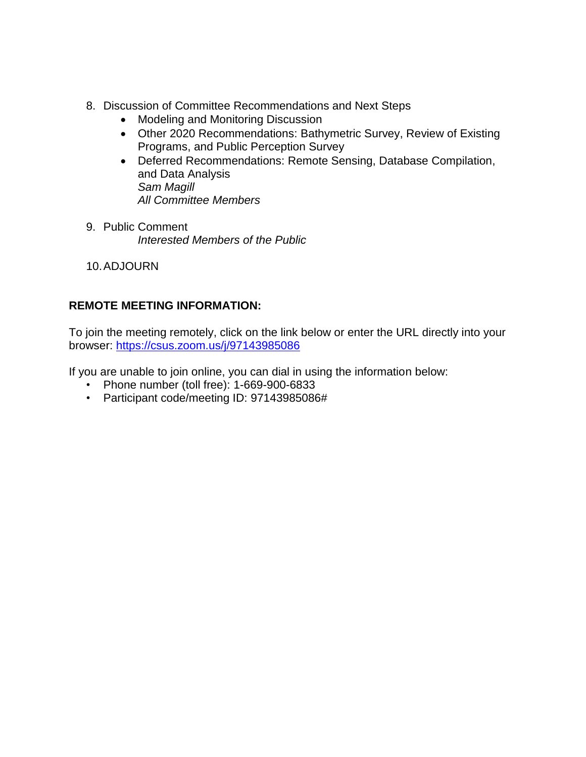8. Discussion of Committee Recommendations and Next Steps
    - Modeling and Monitoring Discussion
    - Other 2020 Recommendations: Bathymetric Survey, Review of Existing Programs, and Public Perception Survey
    - Deferred Recommendations: Remote Sensing, Database Compilation, and Data Analysis
      *Sam Magill*
      *All Committee Members*

9. Public Comment
   *Interested Members of the Public*

10. ADJOURN

**REMOTE MEETING INFORMATION:**

To join the meeting remotely, click on the link below or enter the URL directly into your browser: https://csus.zoom.us/j/97143985086

If you are unable to join online, you can dial in using the information below:

- Phone number (toll free): 1-669-900-6833
- Participant code/meeting ID: 97143985086#